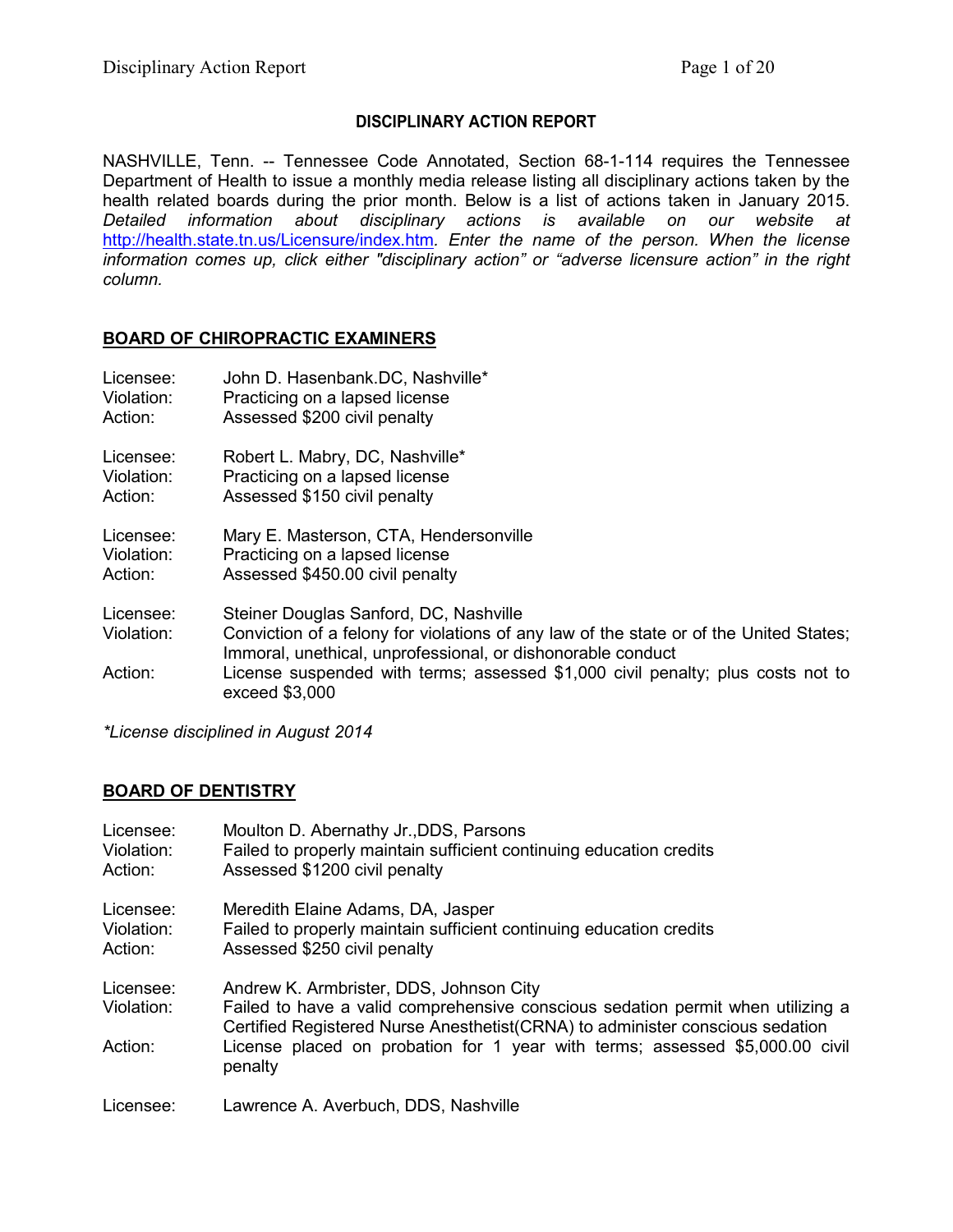# DISCIPLINARY ACTION REPORT

NASHVILLE, Tenn. -- Tennessee Code Annotated, Section 68-1-114 requires the Tennessee Department of Health to issue a monthly media release listing all disciplinary actions taken by the health related boards during the prior month. Below is a list of actions taken in January 2015. *Detailed information about disciplinary actions is available on our website at* [http://health.state.tn.us/Licensure/index.htm](http://health.state.tn.us/Licensure/index.htm). *Enter the name of the person. When the license information comes up, click either "disciplinary action" or "adverse licensure action" in the right column.*

## BOARD OF CHIROPRACTIC EXAMINERS

Licensee: John D. Hasenbank.DC, Nashville*
Violation: Practicing on a lapsed license
Action: Assessed $200 civil penalty

Licensee: Robert L. Mabry, DC, Nashville*
Violation: Practicing on a lapsed license
Action: Assessed $150 civil penalty

Licensee: Mary E. Masterson, CTA, Hendersonville
Violation: Practicing on a lapsed license
Action: Assessed $450.00 civil penalty

Licensee: Steiner Douglas Sanford, DC, Nashville
Violation: Conviction of a felony for violations of any law of the state or of the United States; Immoral, unethical, unprofessional, or dishonorable conduct
Action: License suspended with terms; assessed $1,000 civil penalty; plus costs not to exceed $3,000

*\*License disciplined in August 2014*

## BOARD OF DENTISTRY

Licensee: Moulton D. Abernathy Jr.,DDS, Parsons
Violation: Failed to properly maintain sufficient continuing education credits
Action: Assessed $1200 civil penalty

Licensee: Meredith Elaine Adams, DA, Jasper
Violation: Failed to properly maintain sufficient continuing education credits
Action: Assessed $250 civil penalty

Licensee: Andrew K. Armbrister, DDS, Johnson City
Violation: Failed to have a valid comprehensive conscious sedation permit when utilizing a Certified Registered Nurse Anesthetist(CRNA) to administer conscious sedation
Action: License placed on probation for 1 year with terms; assessed $5,000.00 civil penalty

Licensee: Lawrence A. Averbuch, DDS, Nashville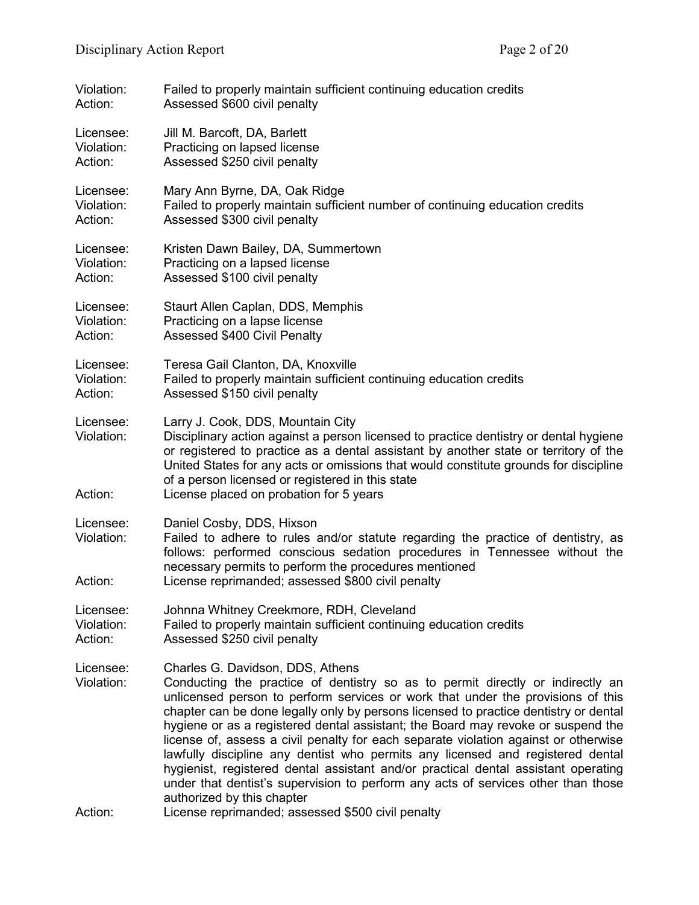Violation: Failed to properly maintain sufficient continuing education credits
Action: Assessed $600 civil penalty

Licensee: Jill M. Barcoft, DA, Barlett
Violation: Practicing on lapsed license
Action: Assessed $250 civil penalty

Licensee: Mary Ann Byrne, DA, Oak Ridge
Violation: Failed to properly maintain sufficient number of continuing education credits
Action: Assessed $300 civil penalty

Licensee: Kristen Dawn Bailey, DA, Summertown
Violation: Practicing on a lapsed license
Action: Assessed $100 civil penalty

Licensee: Staurt Allen Caplan, DDS, Memphis
Violation: Practicing on a lapse license
Action: Assessed $400 Civil Penalty

Licensee: Teresa Gail Clanton, DA, Knoxville
Violation: Failed to properly maintain sufficient continuing education credits
Action: Assessed $150 civil penalty

Licensee: Larry J. Cook, DDS, Mountain City
Violation: Disciplinary action against a person licensed to practice dentistry or dental hygiene or registered to practice as a dental assistant by another state or territory of the United States for any acts or omissions that would constitute grounds for discipline of a person licensed or registered in this state
Action: License placed on probation for 5 years

Licensee: Daniel Cosby, DDS, Hixson
Violation: Failed to adhere to rules and/or statute regarding the practice of dentistry, as follows: performed conscious sedation procedures in Tennessee without the necessary permits to perform the procedures mentioned
Action: License reprimanded; assessed $800 civil penalty

Licensee: Johnna Whitney Creekmore, RDH, Cleveland
Violation: Failed to properly maintain sufficient continuing education credits
Action: Assessed $250 civil penalty

Licensee: Charles G. Davidson, DDS, Athens
Violation: Conducting the practice of dentistry so as to permit directly or indirectly an unlicensed person to perform services or work that under the provisions of this chapter can be done legally only by persons licensed to practice dentistry or dental hygiene or as a registered dental assistant; the Board may revoke or suspend the license of, assess a civil penalty for each separate violation against or otherwise lawfully discipline any dentist who permits any licensed and registered dental hygienist, registered dental assistant and/or practical dental assistant operating under that dentist's supervision to perform any acts of services other than those authorized by this chapter
Action: License reprimanded; assessed $500 civil penalty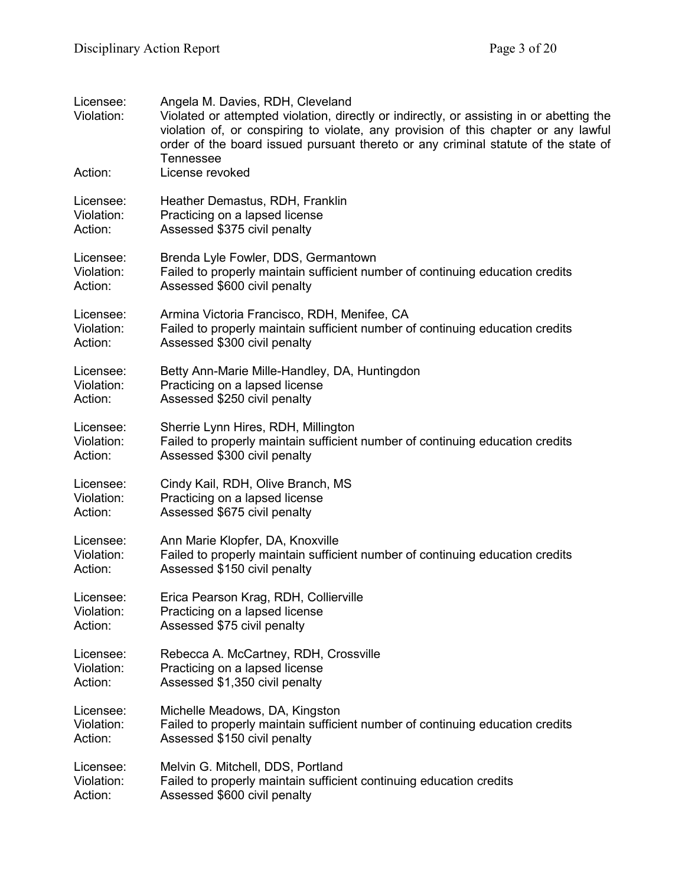Licensee: Angela M. Davies, RDH, Cleveland
Violation: Violated or attempted violation, directly or indirectly, or assisting in or abetting the violation of, or conspiring to violate, any provision of this chapter or any lawful order of the board issued pursuant thereto or any criminal statute of the state of Tennessee
Action: License revoked

Licensee: Heather Demastus, RDH, Franklin
Violation: Practicing on a lapsed license
Action: Assessed $375 civil penalty

Licensee: Brenda Lyle Fowler, DDS, Germantown
Violation: Failed to properly maintain sufficient number of continuing education credits
Action: Assessed $600 civil penalty

Licensee: Armina Victoria Francisco, RDH, Menifee, CA
Violation: Failed to properly maintain sufficient number of continuing education credits
Action: Assessed $300 civil penalty

Licensee: Betty Ann-Marie Mille-Handley, DA, Huntingdon
Violation: Practicing on a lapsed license
Action: Assessed $250 civil penalty

Licensee: Sherrie Lynn Hires, RDH, Millington
Violation: Failed to properly maintain sufficient number of continuing education credits
Action: Assessed $300 civil penalty

Licensee: Cindy Kail, RDH, Olive Branch, MS
Violation: Practicing on a lapsed license
Action: Assessed $675 civil penalty

Licensee: Ann Marie Klopfer, DA, Knoxville
Violation: Failed to properly maintain sufficient number of continuing education credits
Action: Assessed $150 civil penalty

Licensee: Erica Pearson Krag, RDH, Collierville
Violation: Practicing on a lapsed license
Action: Assessed $75 civil penalty

Licensee: Rebecca A. McCartney, RDH, Crossville
Violation: Practicing on a lapsed license
Action: Assessed $1,350 civil penalty

Licensee: Michelle Meadows, DA, Kingston
Violation: Failed to properly maintain sufficient number of continuing education credits
Action: Assessed $150 civil penalty

Licensee: Melvin G. Mitchell, DDS, Portland
Violation: Failed to properly maintain sufficient continuing education credits
Action: Assessed $600 civil penalty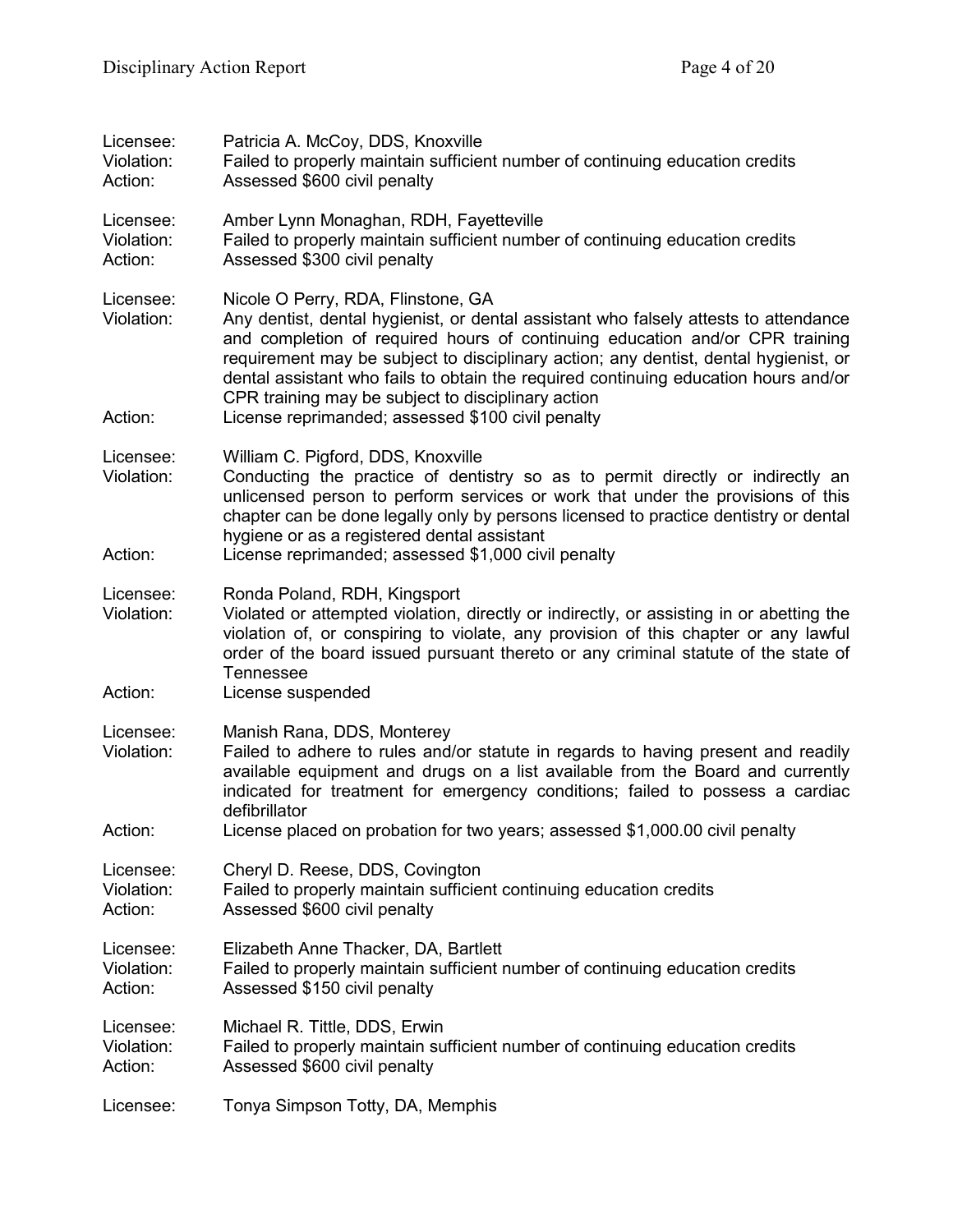Licensee: Patricia A. McCoy, DDS, Knoxville
Violation: Failed to properly maintain sufficient number of continuing education credits
Action: Assessed $600 civil penalty

Licensee: Amber Lynn Monaghan, RDH, Fayetteville
Violation: Failed to properly maintain sufficient number of continuing education credits
Action: Assessed $300 civil penalty

Licensee: Nicole O Perry, RDA, Flinstone, GA
Violation: Any dentist, dental hygienist, or dental assistant who falsely attests to attendance and completion of required hours of continuing education and/or CPR training requirement may be subject to disciplinary action; any dentist, dental hygienist, or dental assistant who fails to obtain the required continuing education hours and/or CPR training may be subject to disciplinary action
Action: License reprimanded; assessed $100 civil penalty

Licensee: William C. Pigford, DDS, Knoxville
Violation: Conducting the practice of dentistry so as to permit directly or indirectly an unlicensed person to perform services or work that under the provisions of this chapter can be done legally only by persons licensed to practice dentistry or dental hygiene or as a registered dental assistant
Action: License reprimanded; assessed $1,000 civil penalty

Licensee: Ronda Poland, RDH, Kingsport
Violation: Violated or attempted violation, directly or indirectly, or assisting in or abetting the violation of, or conspiring to violate, any provision of this chapter or any lawful order of the board issued pursuant thereto or any criminal statute of the state of Tennessee
Action: License suspended

Licensee: Manish Rana, DDS, Monterey
Violation: Failed to adhere to rules and/or statute in regards to having present and readily available equipment and drugs on a list available from the Board and currently indicated for treatment for emergency conditions; failed to possess a cardiac defibrillator
Action: License placed on probation for two years; assessed $1,000.00 civil penalty

Licensee: Cheryl D. Reese, DDS, Covington
Violation: Failed to properly maintain sufficient continuing education credits
Action: Assessed $600 civil penalty

Licensee: Elizabeth Anne Thacker, DA, Bartlett
Violation: Failed to properly maintain sufficient number of continuing education credits
Action: Assessed $150 civil penalty

Licensee: Michael R. Tittle, DDS, Erwin
Violation: Failed to properly maintain sufficient number of continuing education credits
Action: Assessed $600 civil penalty

Licensee: Tonya Simpson Totty, DA, Memphis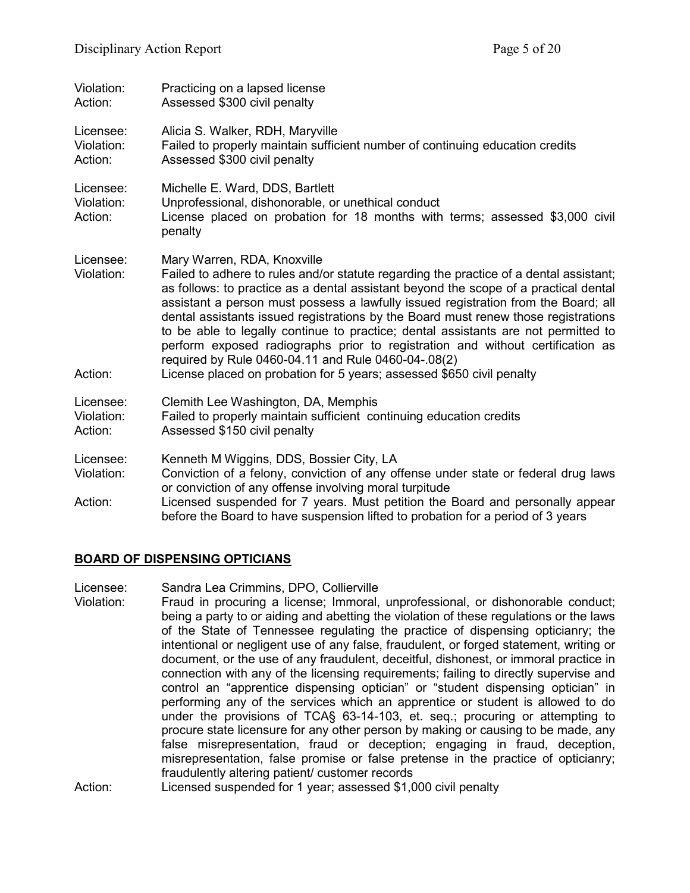Violation: Practicing on a lapsed license
Action: Assessed $300 civil penalty

Licensee: Alicia S. Walker, RDH, Maryville
Violation: Failed to properly maintain sufficient number of continuing education credits
Action: Assessed $300 civil penalty

Licensee: Michelle E. Ward, DDS, Bartlett
Violation: Unprofessional, dishonorable, or unethical conduct
Action: License placed on probation for 18 months with terms; assessed $3,000 civil penalty

Licensee: Mary Warren, RDA, Knoxville
Violation: Failed to adhere to rules and/or statute regarding the practice of a dental assistant; as follows: to practice as a dental assistant beyond the scope of a practical dental assistant a person must possess a lawfully issued registration from the Board; all dental assistants issued registrations by the Board must renew those registrations to be able to legally continue to practice; dental assistants are not permitted to perform exposed radiographs prior to registration and without certification as required by Rule 0460-04.11 and Rule 0460-04-.08(2)
Action: License placed on probation for 5 years; assessed $650 civil penalty

Licensee: Clemith Lee Washington, DA, Memphis
Violation: Failed to properly maintain sufficient continuing education credits
Action: Assessed $150 civil penalty

Licensee: Kenneth M Wiggins, DDS, Bossier City, LA
Violation: Conviction of a felony, conviction of any offense under state or federal drug laws or conviction of any offense involving moral turpitude
Action: Licensed suspended for 7 years. Must petition the Board and personally appear before the Board to have suspension lifted to probation for a period of 3 years

## BOARD OF DISPENSING OPTICIANS

Licensee: Sandra Lea Crimmins, DPO, Collierville
Violation: Fraud in procuring a license; Immoral, unprofessional, or dishonorable conduct; being a party to or aiding and abetting the violation of these regulations or the laws of the State of Tennessee regulating the practice of dispensing opticianry; the intentional or negligent use of any false, fraudulent, or forged statement, writing or document, or the use of any fraudulent, deceitful, dishonest, or immoral practice in connection with any of the licensing requirements; failing to directly supervise and control an "apprentice dispensing optician" or "student dispensing optician" in performing any of the services which an apprentice or student is allowed to do under the provisions of TCA§ 63-14-103, et. seq.; procuring or attempting to procure state licensure for any other person by making or causing to be made, any false misrepresentation, fraud or deception; engaging in fraud, deception, misrepresentation, false promise or false pretense in the practice of opticianry; fraudulently altering patient/ customer records
Action: Licensed suspended for 1 year; assessed $1,000 civil penalty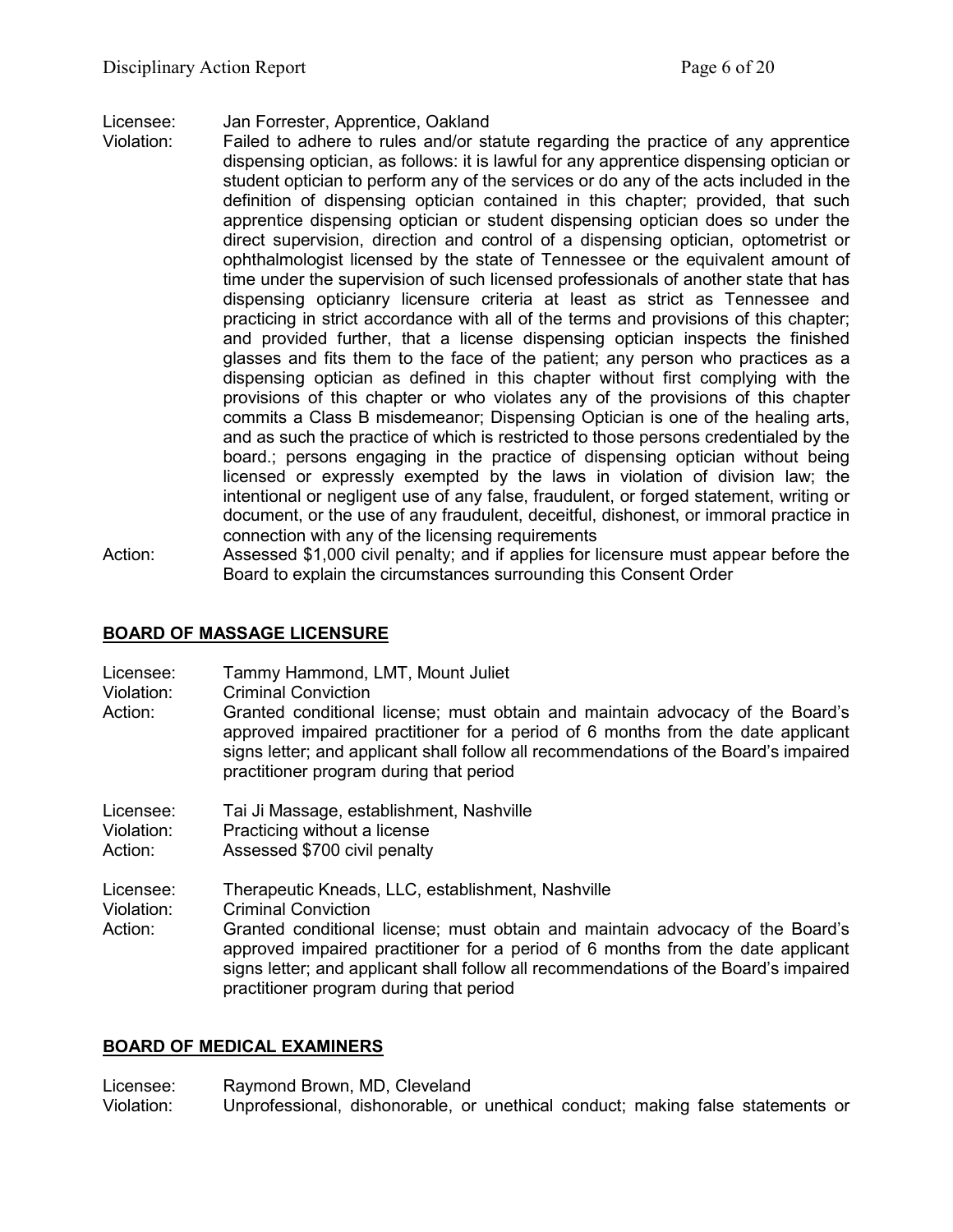Licensee: Jan Forrester, Apprentice, Oakland
Violation: Failed to adhere to rules and/or statute regarding the practice of any apprentice dispensing optician, as follows: it is lawful for any apprentice dispensing optician or student optician to perform any of the services or do any of the acts included in the definition of dispensing optician contained in this chapter; provided, that such apprentice dispensing optician or student dispensing optician does so under the direct supervision, direction and control of a dispensing optician, optometrist or ophthalmologist licensed by the state of Tennessee or the equivalent amount of time under the supervision of such licensed professionals of another state that has dispensing opticianry licensure criteria at least as strict as Tennessee and practicing in strict accordance with all of the terms and provisions of this chapter; and provided further, that a license dispensing optician inspects the finished glasses and fits them to the face of the patient; any person who practices as a dispensing optician as defined in this chapter without first complying with the provisions of this chapter or who violates any of the provisions of this chapter commits a Class B misdemeanor; Dispensing Optician is one of the healing arts, and as such the practice of which is restricted to those persons credentialed by the board.; persons engaging in the practice of dispensing optician without being licensed or expressly exempted by the laws in violation of division law; the intentional or negligent use of any false, fraudulent, or forged statement, writing or document, or the use of any fraudulent, deceitful, dishonest, or immoral practice in connection with any of the licensing requirements
Action: Assessed $1,000 civil penalty; and if applies for licensure must appear before the Board to explain the circumstances surrounding this Consent Order

## BOARD OF MASSAGE LICENSURE

Licensee: Tammy Hammond, LMT, Mount Juliet
Violation: Criminal Conviction
Action: Granted conditional license; must obtain and maintain advocacy of the Board's approved impaired practitioner for a period of 6 months from the date applicant signs letter; and applicant shall follow all recommendations of the Board's impaired practitioner program during that period

Licensee: Tai Ji Massage, establishment, Nashville
Violation: Practicing without a license
Action: Assessed $700 civil penalty

Licensee: Therapeutic Kneads, LLC, establishment, Nashville
Violation: Criminal Conviction
Action: Granted conditional license; must obtain and maintain advocacy of the Board's approved impaired practitioner for a period of 6 months from the date applicant signs letter; and applicant shall follow all recommendations of the Board's impaired practitioner program during that period

## BOARD OF MEDICAL EXAMINERS

Licensee: Raymond Brown, MD, Cleveland
Violation: Unprofessional, dishonorable, or unethical conduct; making false statements or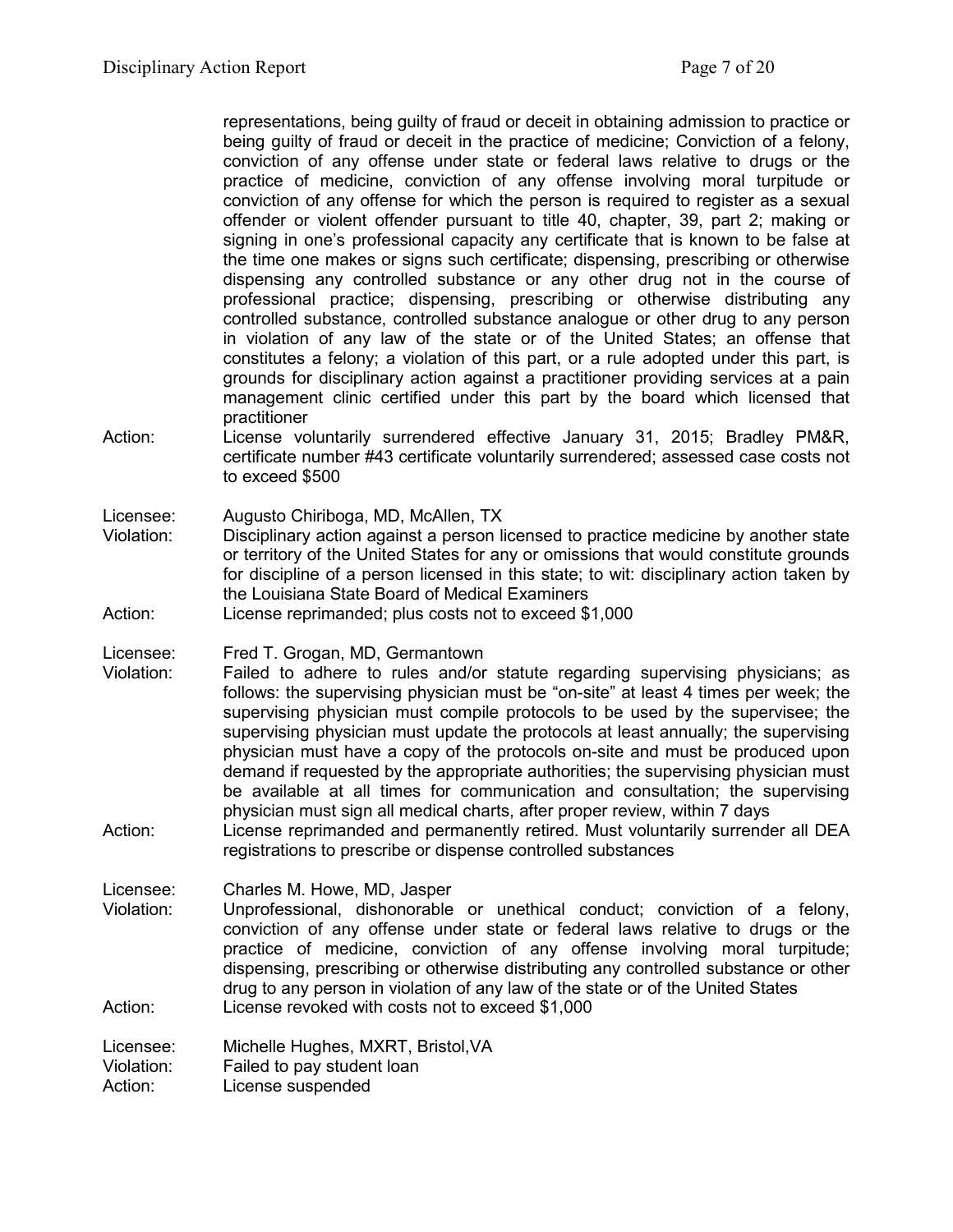representations, being guilty of fraud or deceit in obtaining admission to practice or being guilty of fraud or deceit in the practice of medicine; Conviction of a felony, conviction of any offense under state or federal laws relative to drugs or the practice of medicine, conviction of any offense involving moral turpitude or conviction of any offense for which the person is required to register as a sexual offender or violent offender pursuant to title 40, chapter, 39, part 2; making or signing in one's professional capacity any certificate that is known to be false at the time one makes or signs such certificate; dispensing, prescribing or otherwise dispensing any controlled substance or any other drug not in the course of professional practice; dispensing, prescribing or otherwise distributing any controlled substance, controlled substance analogue or other drug to any person in violation of any law of the state or of the United States; an offense that constitutes a felony; a violation of this part, or a rule adopted under this part, is grounds for disciplinary action against a practitioner providing services at a pain management clinic certified under this part by the board which licensed that practitioner

Action: License voluntarily surrendered effective January 31, 2015; Bradley PM&R, certificate number #43 certificate voluntarily surrendered; assessed case costs not to exceed $500

Licensee: Augusto Chiriboga, MD, McAllen, TX

Violation: Disciplinary action against a person licensed to practice medicine by another state or territory of the United States for any or omissions that would constitute grounds for discipline of a person licensed in this state; to wit: disciplinary action taken by the Louisiana State Board of Medical Examiners

Action: License reprimanded; plus costs not to exceed $1,000

Licensee: Fred T. Grogan, MD, Germantown

Violation: Failed to adhere to rules and/or statute regarding supervising physicians; as follows: the supervising physician must be "on-site" at least 4 times per week; the supervising physician must compile protocols to be used by the supervisee; the supervising physician must update the protocols at least annually; the supervising physician must have a copy of the protocols on-site and must be produced upon demand if requested by the appropriate authorities; the supervising physician must be available at all times for communication and consultation; the supervising physician must sign all medical charts, after proper review, within 7 days

Action: License reprimanded and permanently retired. Must voluntarily surrender all DEA registrations to prescribe or dispense controlled substances

Licensee: Charles M. Howe, MD, Jasper

Violation: Unprofessional, dishonorable or unethical conduct; conviction of a felony, conviction of any offense under state or federal laws relative to drugs or the practice of medicine, conviction of any offense involving moral turpitude; dispensing, prescribing or otherwise distributing any controlled substance or other drug to any person in violation of any law of the state or of the United States

Action: License revoked with costs not to exceed $1,000

Licensee: Michelle Hughes, MXRT, Bristol,VA

Violation: Failed to pay student loan

Action: License suspended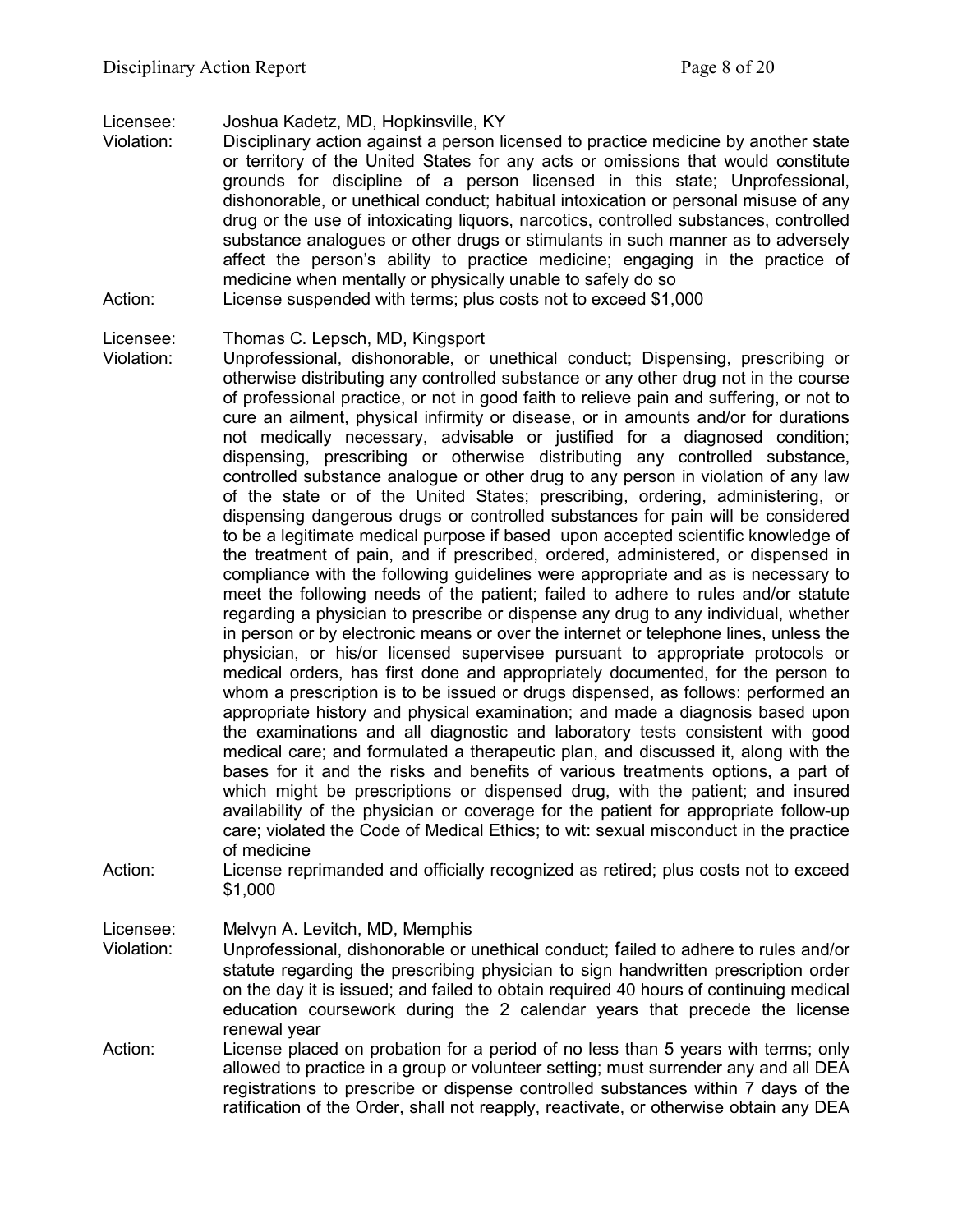Licensee: Joshua Kadetz, MD, Hopkinsville, KY
Violation: Disciplinary action against a person licensed to practice medicine by another state or territory of the United States for any acts or omissions that would constitute grounds for discipline of a person licensed in this state; Unprofessional, dishonorable, or unethical conduct; habitual intoxication or personal misuse of any drug or the use of intoxicating liquors, narcotics, controlled substances, controlled substance analogues or other drugs or stimulants in such manner as to adversely affect the person's ability to practice medicine; engaging in the practice of medicine when mentally or physically unable to safely do so
Action: License suspended with terms; plus costs not to exceed $1,000

Licensee: Thomas C. Lepsch, MD, Kingsport
Violation: Unprofessional, dishonorable, or unethical conduct; Dispensing, prescribing or otherwise distributing any controlled substance or any other drug not in the course of professional practice, or not in good faith to relieve pain and suffering, or not to cure an ailment, physical infirmity or disease, or in amounts and/or for durations not medically necessary, advisable or justified for a diagnosed condition; dispensing, prescribing or otherwise distributing any controlled substance, controlled substance analogue or other drug to any person in violation of any law of the state or of the United States; prescribing, ordering, administering, or dispensing dangerous drugs or controlled substances for pain will be considered to be a legitimate medical purpose if based upon accepted scientific knowledge of the treatment of pain, and if prescribed, ordered, administered, or dispensed in compliance with the following guidelines were appropriate and as is necessary to meet the following needs of the patient; failed to adhere to rules and/or statute regarding a physician to prescribe or dispense any drug to any individual, whether in person or by electronic means or over the internet or telephone lines, unless the physician, or his/or licensed supervisee pursuant to appropriate protocols or medical orders, has first done and appropriately documented, for the person to whom a prescription is to be issued or drugs dispensed, as follows: performed an appropriate history and physical examination; and made a diagnosis based upon the examinations and all diagnostic and laboratory tests consistent with good medical care; and formulated a therapeutic plan, and discussed it, along with the bases for it and the risks and benefits of various treatments options, a part of which might be prescriptions or dispensed drug, with the patient; and insured availability of the physician or coverage for the patient for appropriate follow-up care; violated the Code of Medical Ethics; to wit: sexual misconduct in the practice of medicine
Action: License reprimanded and officially recognized as retired; plus costs not to exceed $1,000

Licensee: Melvyn A. Levitch, MD, Memphis
Violation: Unprofessional, dishonorable or unethical conduct; failed to adhere to rules and/or statute regarding the prescribing physician to sign handwritten prescription order on the day it is issued; and failed to obtain required 40 hours of continuing medical education coursework during the 2 calendar years that precede the license renewal year
Action: License placed on probation for a period of no less than 5 years with terms; only allowed to practice in a group or volunteer setting; must surrender any and all DEA registrations to prescribe or dispense controlled substances within 7 days of the ratification of the Order, shall not reapply, reactivate, or otherwise obtain any DEA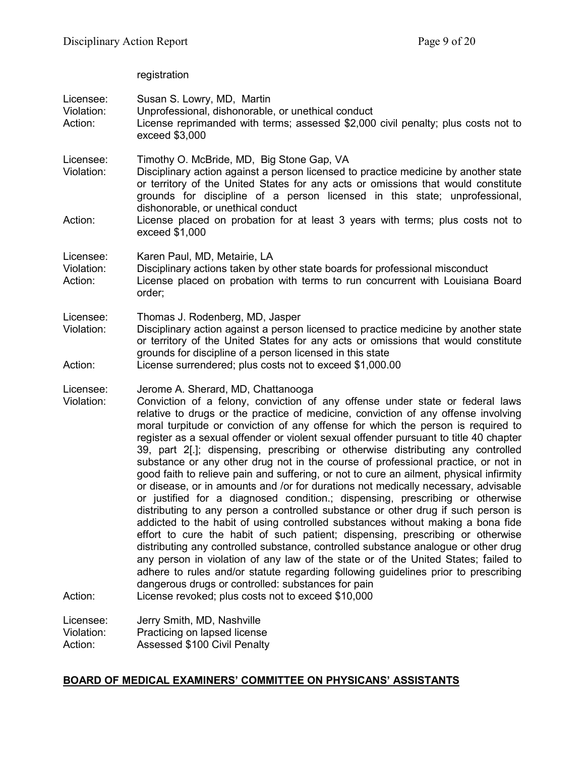registration

Licensee: Susan S. Lowry, MD, Martin
Violation: Unprofessional, dishonorable, or unethical conduct
Action: License reprimanded with terms; assessed $2,000 civil penalty; plus costs not to exceed $3,000

Licensee: Timothy O. McBride, MD, Big Stone Gap, VA
Violation: Disciplinary action against a person licensed to practice medicine by another state or territory of the United States for any acts or omissions that would constitute grounds for discipline of a person licensed in this state; unprofessional, dishonorable, or unethical conduct
Action: License placed on probation for at least 3 years with terms; plus costs not to exceed $1,000

Licensee: Karen Paul, MD, Metairie, LA
Violation: Disciplinary actions taken by other state boards for professional misconduct
Action: License placed on probation with terms to run concurrent with Louisiana Board order;

Licensee: Thomas J. Rodenberg, MD, Jasper
Violation: Disciplinary action against a person licensed to practice medicine by another state or territory of the United States for any acts or omissions that would constitute grounds for discipline of a person licensed in this state
Action: License surrendered; plus costs not to exceed $1,000.00

Licensee: Jerome A. Sherard, MD, Chattanooga
Violation: Conviction of a felony, conviction of any offense under state or federal laws relative to drugs or the practice of medicine, conviction of any offense involving moral turpitude or conviction of any offense for which the person is required to register as a sexual offender or violent sexual offender pursuant to title 40 chapter 39, part 2[.]; dispensing, prescribing or otherwise distributing any controlled substance or any other drug not in the course of professional practice, or not in good faith to relieve pain and suffering, or not to cure an ailment, physical infirmity or disease, or in amounts and /or for durations not medically necessary, advisable or justified for a diagnosed condition.; dispensing, prescribing or otherwise distributing to any person a controlled substance or other drug if such person is addicted to the habit of using controlled substances without making a bona fide effort to cure the habit of such patient; dispensing, prescribing or otherwise distributing any controlled substance, controlled substance analogue or other drug any person in violation of any law of the state or of the United States; failed to adhere to rules and/or statute regarding following guidelines prior to prescribing dangerous drugs or controlled: substances for pain
Action: License revoked; plus costs not to exceed $10,000

Licensee: Jerry Smith, MD, Nashville
Violation: Practicing on lapsed license
Action: Assessed $100 Civil Penalty

## BOARD OF MEDICAL EXAMINERS' COMMITTEE ON PHYSICANS' ASSISTANTS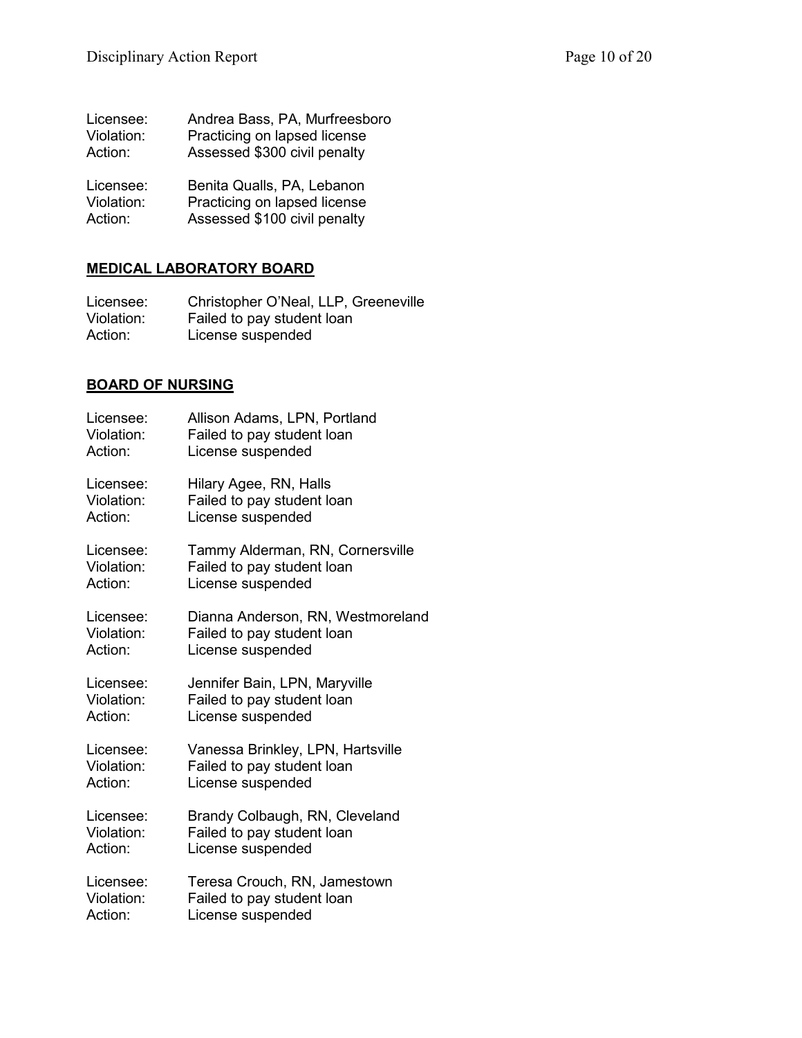Licensee: Andrea Bass, PA, Murfreesboro
Violation: Practicing on lapsed license
Action: Assessed $300 civil penalty

Licensee: Benita Qualls, PA, Lebanon
Violation: Practicing on lapsed license
Action: Assessed $100 civil penalty

## MEDICAL LABORATORY BOARD

Licensee: Christopher O'Neal, LLP, Greeneville
Violation: Failed to pay student loan
Action: License suspended

## BOARD OF NURSING

Licensee: Allison Adams, LPN, Portland
Violation: Failed to pay student loan
Action: License suspended

Licensee: Hilary Agee, RN, Halls
Violation: Failed to pay student loan
Action: License suspended

Licensee: Tammy Alderman, RN, Cornersville
Violation: Failed to pay student loan
Action: License suspended

Licensee: Dianna Anderson, RN, Westmoreland
Violation: Failed to pay student loan
Action: License suspended

Licensee: Jennifer Bain, LPN, Maryville
Violation: Failed to pay student loan
Action: License suspended

Licensee: Vanessa Brinkley, LPN, Hartsville
Violation: Failed to pay student loan
Action: License suspended

Licensee: Brandy Colbaugh, RN, Cleveland
Violation: Failed to pay student loan
Action: License suspended

Licensee: Teresa Crouch, RN, Jamestown
Violation: Failed to pay student loan
Action: License suspended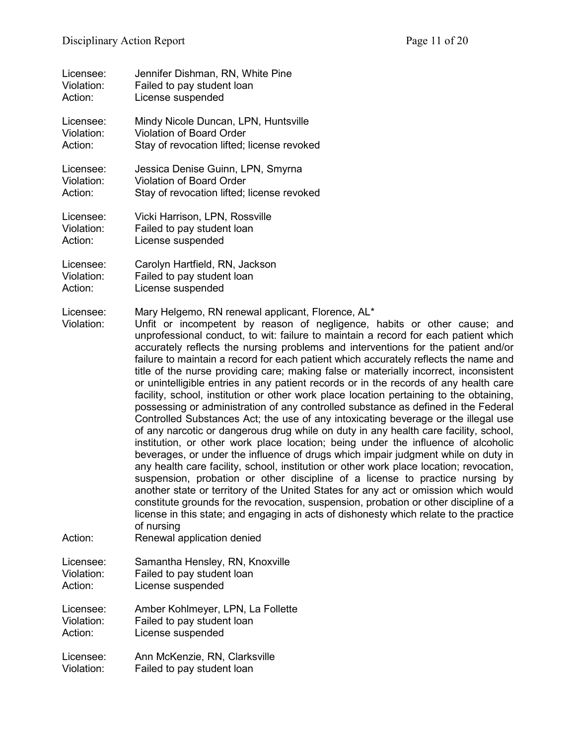Licensee: Jennifer Dishman, RN, White Pine
Violation: Failed to pay student loan
Action: License suspended

Licensee: Mindy Nicole Duncan, LPN, Huntsville
Violation: Violation of Board Order
Action: Stay of revocation lifted; license revoked

Licensee: Jessica Denise Guinn, LPN, Smyrna
Violation: Violation of Board Order
Action: Stay of revocation lifted; license revoked

Licensee: Vicki Harrison, LPN, Rossville
Violation: Failed to pay student loan
Action: License suspended

Licensee: Carolyn Hartfield, RN, Jackson
Violation: Failed to pay student loan
Action: License suspended

Licensee: Mary Helgemo, RN renewal applicant, Florence, AL*
Violation: Unfit or incompetent by reason of negligence, habits or other cause; and unprofessional conduct, to wit: failure to maintain a record for each patient which accurately reflects the nursing problems and interventions for the patient and/or failure to maintain a record for each patient which accurately reflects the name and title of the nurse providing care; making false or materially incorrect, inconsistent or unintelligible entries in any patient records or in the records of any health care facility, school, institution or other work place location pertaining to the obtaining, possessing or administration of any controlled substance as defined in the Federal Controlled Substances Act; the use of any intoxicating beverage or the illegal use of any narcotic or dangerous drug while on duty in any health care facility, school, institution, or other work place location; being under the influence of alcoholic beverages, or under the influence of drugs which impair judgment while on duty in any health care facility, school, institution or other work place location; revocation, suspension, probation or other discipline of a license to practice nursing by another state or territory of the United States for any act or omission which would constitute grounds for the revocation, suspension, probation or other discipline of a license in this state; and engaging in acts of dishonesty which relate to the practice of nursing
Action: Renewal application denied

Licensee: Samantha Hensley, RN, Knoxville
Violation: Failed to pay student loan
Action: License suspended

Licensee: Amber Kohlmeyer, LPN, La Follette
Violation: Failed to pay student loan
Action: License suspended

Licensee: Ann McKenzie, RN, Clarksville
Violation: Failed to pay student loan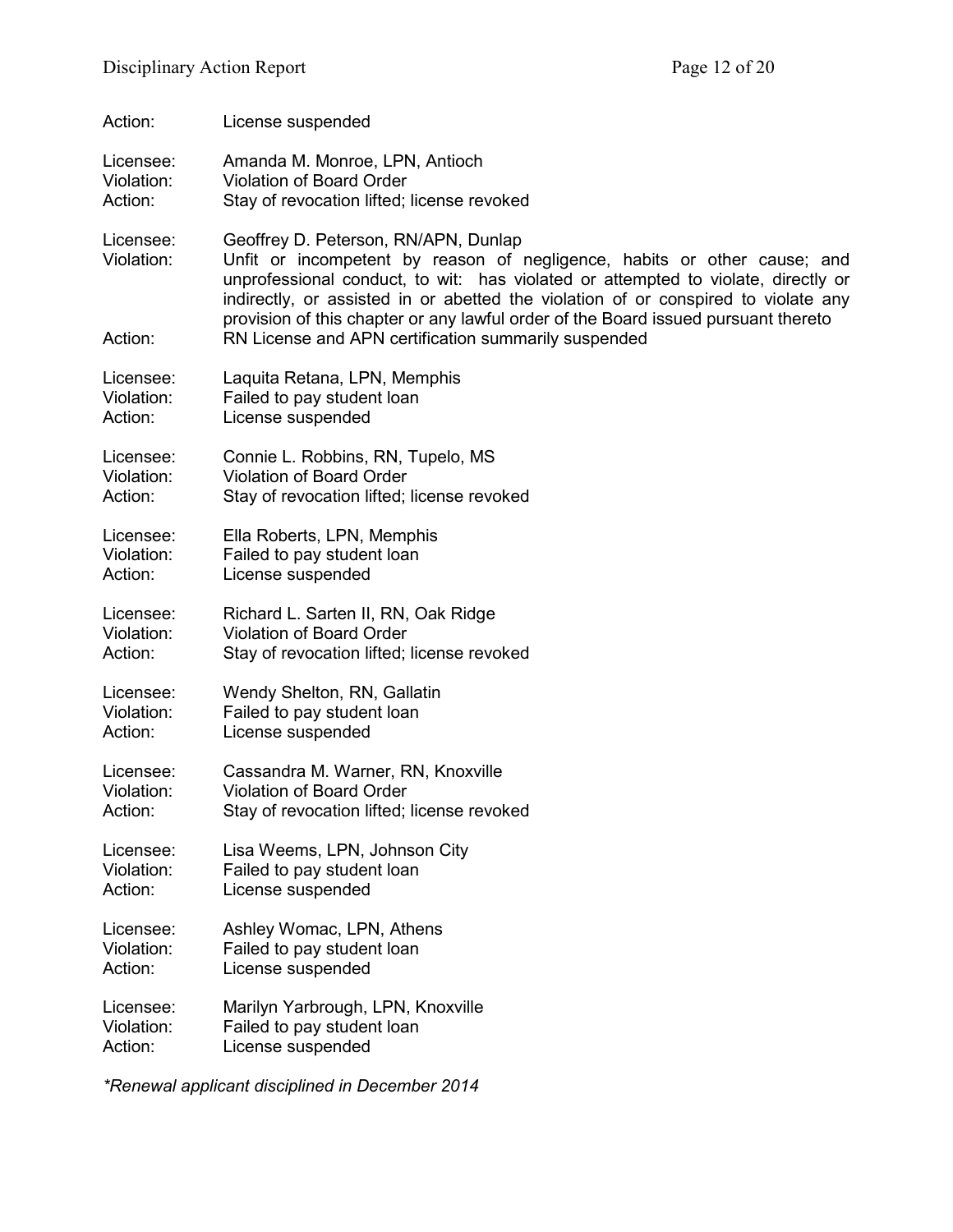Action: License suspended

Licensee: Amanda M. Monroe, LPN, Antioch
Violation: Violation of Board Order
Action: Stay of revocation lifted; license revoked

Licensee: Geoffrey D. Peterson, RN/APN, Dunlap
Violation: Unfit or incompetent by reason of negligence, habits or other cause; and unprofessional conduct, to wit: has violated or attempted to violate, directly or indirectly, or assisted in or abetted the violation of or conspired to violate any provision of this chapter or any lawful order of the Board issued pursuant thereto
Action: RN License and APN certification summarily suspended

Licensee: Laquita Retana, LPN, Memphis
Violation: Failed to pay student loan
Action: License suspended

Licensee: Connie L. Robbins, RN, Tupelo, MS
Violation: Violation of Board Order
Action: Stay of revocation lifted; license revoked

Licensee: Ella Roberts, LPN, Memphis
Violation: Failed to pay student loan
Action: License suspended

Licensee: Richard L. Sarten II, RN, Oak Ridge
Violation: Violation of Board Order
Action: Stay of revocation lifted; license revoked

Licensee: Wendy Shelton, RN, Gallatin
Violation: Failed to pay student loan
Action: License suspended

Licensee: Cassandra M. Warner, RN, Knoxville
Violation: Violation of Board Order
Action: Stay of revocation lifted; license revoked

Licensee: Lisa Weems, LPN, Johnson City
Violation: Failed to pay student loan
Action: License suspended

Licensee: Ashley Womac, LPN, Athens
Violation: Failed to pay student loan
Action: License suspended

Licensee: Marilyn Yarbrough, LPN, Knoxville
Violation: Failed to pay student loan
Action: License suspended

*\*Renewal applicant disciplined in December 2014*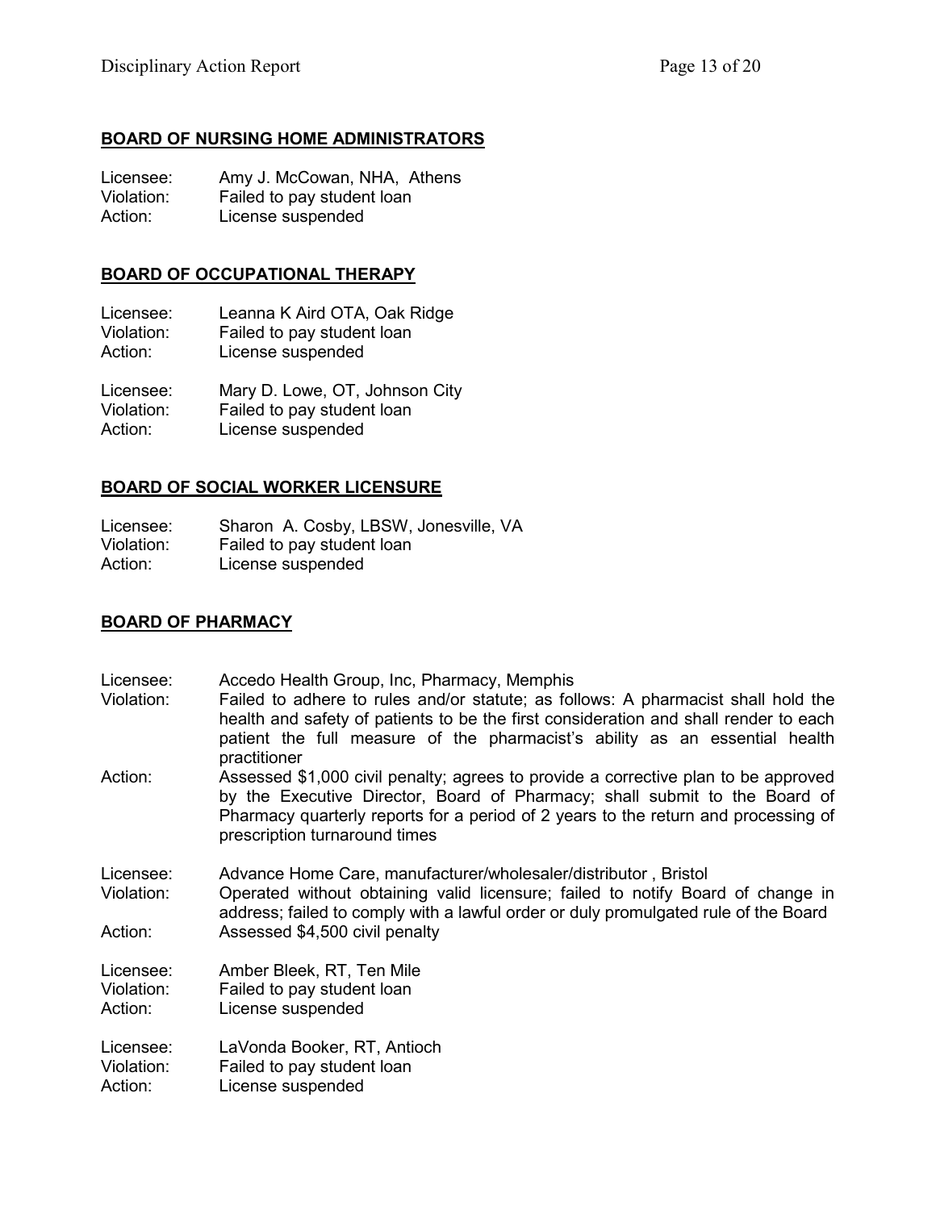## BOARD OF NURSING HOME ADMINISTRATORS

Licensee: Amy J. McCowan, NHA, Athens
Violation: Failed to pay student loan
Action: License suspended

## BOARD OF OCCUPATIONAL THERAPY

Licensee: Leanna K Aird OTA, Oak Ridge
Violation: Failed to pay student loan
Action: License suspended

Licensee: Mary D. Lowe, OT, Johnson City
Violation: Failed to pay student loan
Action: License suspended

## BOARD OF SOCIAL WORKER LICENSURE

Licensee: Sharon A. Cosby, LBSW, Jonesville, VA
Violation: Failed to pay student loan
Action: License suspended

## BOARD OF PHARMACY

Licensee: Accedo Health Group, Inc, Pharmacy, Memphis
Violation: Failed to adhere to rules and/or statute; as follows: A pharmacist shall hold the health and safety of patients to be the first consideration and shall render to each patient the full measure of the pharmacist's ability as an essential health practitioner
Action: Assessed $1,000 civil penalty; agrees to provide a corrective plan to be approved by the Executive Director, Board of Pharmacy; shall submit to the Board of Pharmacy quarterly reports for a period of 2 years to the return and processing of prescription turnaround times

Licensee: Advance Home Care, manufacturer/wholesaler/distributor , Bristol
Violation: Operated without obtaining valid licensure; failed to notify Board of change in address; failed to comply with a lawful order or duly promulgated rule of the Board
Action: Assessed $4,500 civil penalty

Licensee: Amber Bleek, RT, Ten Mile
Violation: Failed to pay student loan
Action: License suspended

Licensee: LaVonda Booker, RT, Antioch
Violation: Failed to pay student loan
Action: License suspended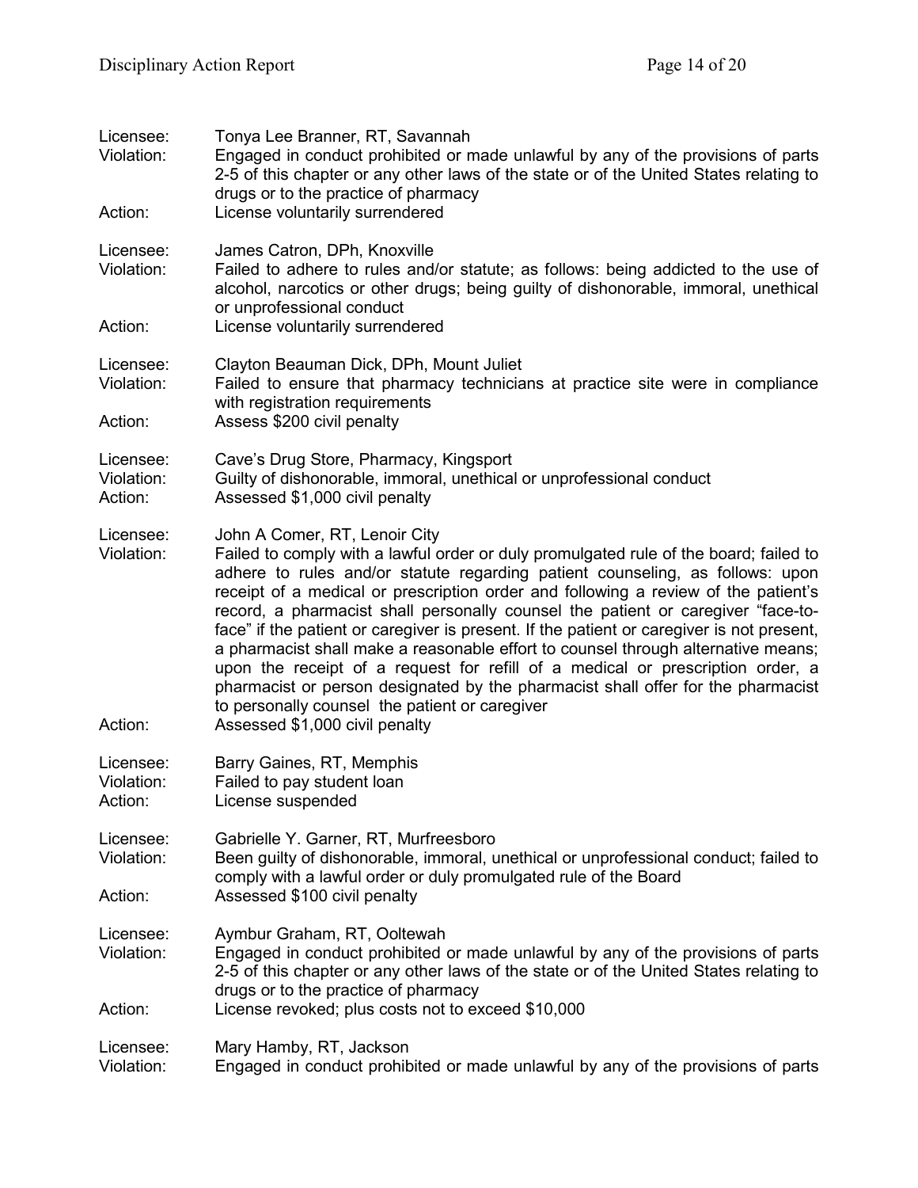Licensee: Tonya Lee Branner, RT, Savannah
Violation: Engaged in conduct prohibited or made unlawful by any of the provisions of parts 2-5 of this chapter or any other laws of the state or of the United States relating to drugs or to the practice of pharmacy
Action: License voluntarily surrendered

Licensee: James Catron, DPh, Knoxville
Violation: Failed to adhere to rules and/or statute; as follows: being addicted to the use of alcohol, narcotics or other drugs; being guilty of dishonorable, immoral, unethical or unprofessional conduct
Action: License voluntarily surrendered

Licensee: Clayton Beauman Dick, DPh, Mount Juliet
Violation: Failed to ensure that pharmacy technicians at practice site were in compliance with registration requirements
Action: Assess $200 civil penalty

Licensee: Cave's Drug Store, Pharmacy, Kingsport
Violation: Guilty of dishonorable, immoral, unethical or unprofessional conduct
Action: Assessed $1,000 civil penalty

Licensee: John A Comer, RT, Lenoir City
Violation: Failed to comply with a lawful order or duly promulgated rule of the board; failed to adhere to rules and/or statute regarding patient counseling, as follows: upon receipt of a medical or prescription order and following a review of the patient's record, a pharmacist shall personally counsel the patient or caregiver "face-to-face" if the patient or caregiver is present. If the patient or caregiver is not present, a pharmacist shall make a reasonable effort to counsel through alternative means; upon the receipt of a request for refill of a medical or prescription order, a pharmacist or person designated by the pharmacist shall offer for the pharmacist to personally counsel the patient or caregiver
Action: Assessed $1,000 civil penalty

Licensee: Barry Gaines, RT, Memphis
Violation: Failed to pay student loan
Action: License suspended

Licensee: Gabrielle Y. Garner, RT, Murfreesboro
Violation: Been guilty of dishonorable, immoral, unethical or unprofessional conduct; failed to comply with a lawful order or duly promulgated rule of the Board
Action: Assessed $100 civil penalty

Licensee: Aymbur Graham, RT, Ooltewah
Violation: Engaged in conduct prohibited or made unlawful by any of the provisions of parts 2-5 of this chapter or any other laws of the state or of the United States relating to drugs or to the practice of pharmacy
Action: License revoked; plus costs not to exceed $10,000

Licensee: Mary Hamby, RT, Jackson
Violation: Engaged in conduct prohibited or made unlawful by any of the provisions of parts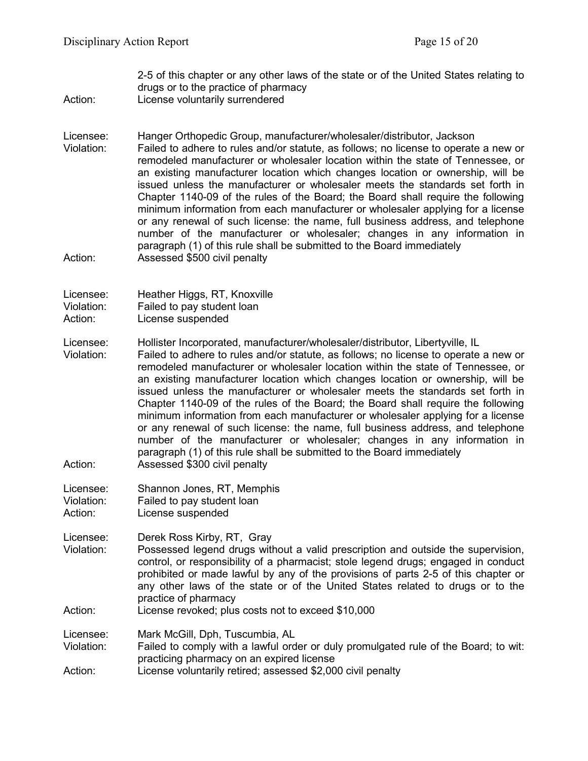2-5 of this chapter or any other laws of the state or of the United States relating to drugs or to the practice of pharmacy

Action: License voluntarily surrendered

Licensee: Hanger Orthopedic Group, manufacturer/wholesaler/distributor, Jackson

Violation: Failed to adhere to rules and/or statute, as follows; no license to operate a new or remodeled manufacturer or wholesaler location within the state of Tennessee, or an existing manufacturer location which changes location or ownership, will be issued unless the manufacturer or wholesaler meets the standards set forth in Chapter 1140-09 of the rules of the Board; the Board shall require the following minimum information from each manufacturer or wholesaler applying for a license or any renewal of such license: the name, full business address, and telephone number of the manufacturer or wholesaler; changes in any information in paragraph (1) of this rule shall be submitted to the Board immediately

Action: Assessed $500 civil penalty

Licensee: Heather Higgs, RT, Knoxville

Violation: Failed to pay student loan

Action: License suspended

Licensee: Hollister Incorporated, manufacturer/wholesaler/distributor, Libertyville, IL

Violation: Failed to adhere to rules and/or statute, as follows; no license to operate a new or remodeled manufacturer or wholesaler location within the state of Tennessee, or an existing manufacturer location which changes location or ownership, will be issued unless the manufacturer or wholesaler meets the standards set forth in Chapter 1140-09 of the rules of the Board; the Board shall require the following minimum information from each manufacturer or wholesaler applying for a license or any renewal of such license: the name, full business address, and telephone number of the manufacturer or wholesaler; changes in any information in paragraph (1) of this rule shall be submitted to the Board immediately

Action: Assessed $300 civil penalty

Licensee: Shannon Jones, RT, Memphis

Violation: Failed to pay student loan

Action: License suspended

Licensee: Derek Ross Kirby, RT, Gray

Violation: Possessed legend drugs without a valid prescription and outside the supervision, control, or responsibility of a pharmacist; stole legend drugs; engaged in conduct prohibited or made lawful by any of the provisions of parts 2-5 of this chapter or any other laws of the state or of the United States related to drugs or to the practice of pharmacy

Action: License revoked; plus costs not to exceed $10,000

Licensee: Mark McGill, Dph, Tuscumbia, AL

Violation: Failed to comply with a lawful order or duly promulgated rule of the Board; to wit: practicing pharmacy on an expired license

Action: License voluntarily retired; assessed $2,000 civil penalty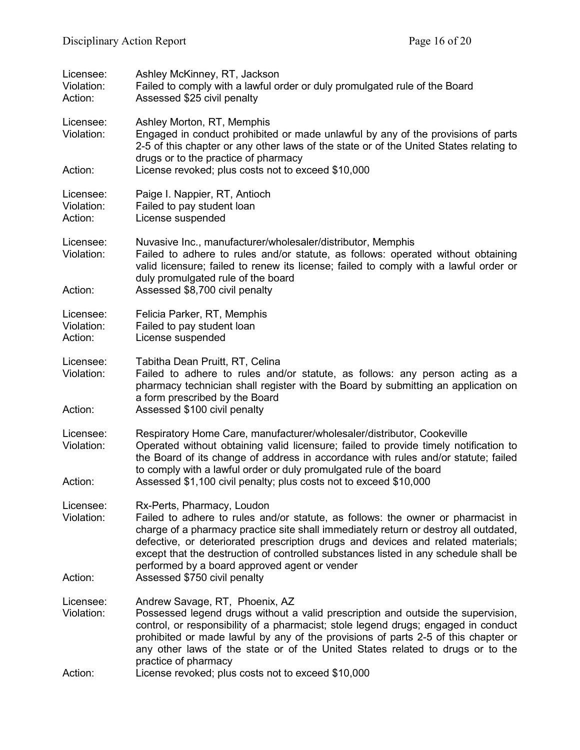Licensee: Ashley McKinney, RT, Jackson
Violation: Failed to comply with a lawful order or duly promulgated rule of the Board
Action: Assessed $25 civil penalty

Licensee: Ashley Morton, RT, Memphis
Violation: Engaged in conduct prohibited or made unlawful by any of the provisions of parts 2-5 of this chapter or any other laws of the state or of the United States relating to drugs or to the practice of pharmacy
Action: License revoked; plus costs not to exceed $10,000

Licensee: Paige I. Nappier, RT, Antioch
Violation: Failed to pay student loan
Action: License suspended

Licensee: Nuvasive Inc., manufacturer/wholesaler/distributor, Memphis
Violation: Failed to adhere to rules and/or statute, as follows: operated without obtaining valid licensure; failed to renew its license; failed to comply with a lawful order or duly promulgated rule of the board
Action: Assessed $8,700 civil penalty

Licensee: Felicia Parker, RT, Memphis
Violation: Failed to pay student loan
Action: License suspended

Licensee: Tabitha Dean Pruitt, RT, Celina
Violation: Failed to adhere to rules and/or statute, as follows: any person acting as a pharmacy technician shall register with the Board by submitting an application on a form prescribed by the Board
Action: Assessed $100 civil penalty

Licensee: Respiratory Home Care, manufacturer/wholesaler/distributor, Cookeville
Violation: Operated without obtaining valid licensure; failed to provide timely notification to the Board of its change of address in accordance with rules and/or statute; failed to comply with a lawful order or duly promulgated rule of the board
Action: Assessed $1,100 civil penalty; plus costs not to exceed $10,000

Licensee: Rx-Perts, Pharmacy, Loudon
Violation: Failed to adhere to rules and/or statute, as follows: the owner or pharmacist in charge of a pharmacy practice site shall immediately return or destroy all outdated, defective, or deteriorated prescription drugs and devices and related materials; except that the destruction of controlled substances listed in any schedule shall be performed by a board approved agent or vender
Action: Assessed $750 civil penalty

Licensee: Andrew Savage, RT, Phoenix, AZ
Violation: Possessed legend drugs without a valid prescription and outside the supervision, control, or responsibility of a pharmacist; stole legend drugs; engaged in conduct prohibited or made lawful by any of the provisions of parts 2-5 of this chapter or any other laws of the state or of the United States related to drugs or to the practice of pharmacy
Action: License revoked; plus costs not to exceed $10,000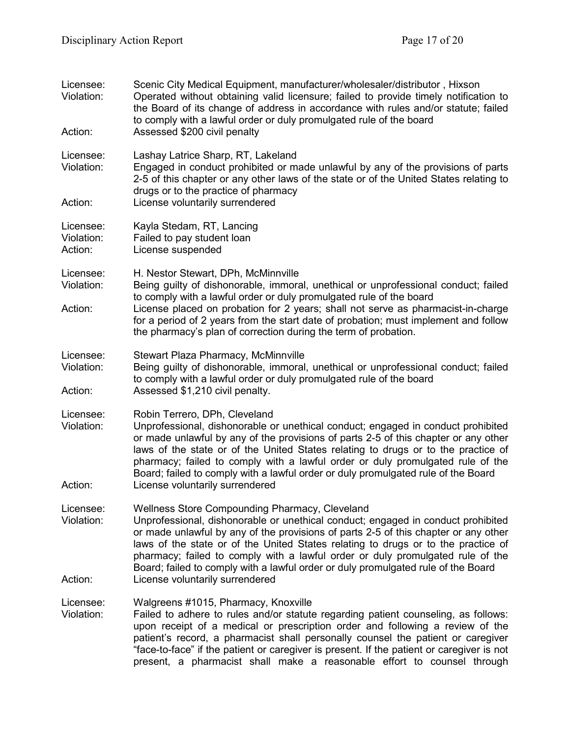Licensee: Scenic City Medical Equipment, manufacturer/wholesaler/distributor , Hixson
Violation: Operated without obtaining valid licensure; failed to provide timely notification to the Board of its change of address in accordance with rules and/or statute; failed to comply with a lawful order or duly promulgated rule of the board
Action: Assessed $200 civil penalty

Licensee: Lashay Latrice Sharp, RT, Lakeland
Violation: Engaged in conduct prohibited or made unlawful by any of the provisions of parts 2-5 of this chapter or any other laws of the state or of the United States relating to drugs or to the practice of pharmacy
Action: License voluntarily surrendered

Licensee: Kayla Stedam, RT, Lancing
Violation: Failed to pay student loan
Action: License suspended

Licensee: H. Nestor Stewart, DPh, McMinnville
Violation: Being guilty of dishonorable, immoral, unethical or unprofessional conduct; failed to comply with a lawful order or duly promulgated rule of the board
Action: License placed on probation for 2 years; shall not serve as pharmacist-in-charge for a period of 2 years from the start date of probation; must implement and follow the pharmacy's plan of correction during the term of probation.

Licensee: Stewart Plaza Pharmacy, McMinnville
Violation: Being guilty of dishonorable, immoral, unethical or unprofessional conduct; failed to comply with a lawful order or duly promulgated rule of the board
Action: Assessed $1,210 civil penalty.

Licensee: Robin Terrero, DPh, Cleveland
Violation: Unprofessional, dishonorable or unethical conduct; engaged in conduct prohibited or made unlawful by any of the provisions of parts 2-5 of this chapter or any other laws of the state or of the United States relating to drugs or to the practice of pharmacy; failed to comply with a lawful order or duly promulgated rule of the Board; failed to comply with a lawful order or duly promulgated rule of the Board
Action: License voluntarily surrendered

Licensee: Wellness Store Compounding Pharmacy, Cleveland
Violation: Unprofessional, dishonorable or unethical conduct; engaged in conduct prohibited or made unlawful by any of the provisions of parts 2-5 of this chapter or any other laws of the state or of the United States relating to drugs or to the practice of pharmacy; failed to comply with a lawful order or duly promulgated rule of the Board; failed to comply with a lawful order or duly promulgated rule of the Board
Action: License voluntarily surrendered

Licensee: Walgreens #1015, Pharmacy, Knoxville
Violation: Failed to adhere to rules and/or statute regarding patient counseling, as follows: upon receipt of a medical or prescription order and following a review of the patient's record, a pharmacist shall personally counsel the patient or caregiver "face-to-face" if the patient or caregiver is present. If the patient or caregiver is not present, a pharmacist shall make a reasonable effort to counsel through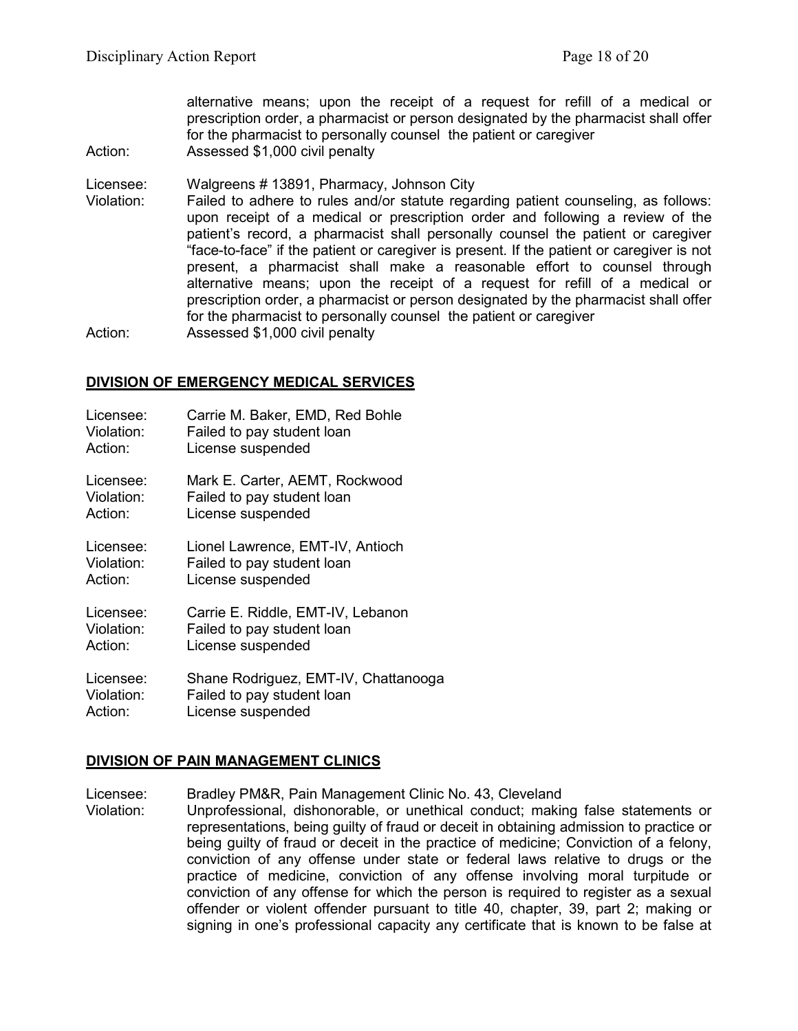alternative means; upon the receipt of a request for refill of a medical or prescription order, a pharmacist or person designated by the pharmacist shall offer for the pharmacist to personally counsel the patient or caregiver

Action: Assessed $1,000 civil penalty

Licensee: Walgreens # 13891, Pharmacy, Johnson City

Violation: Failed to adhere to rules and/or statute regarding patient counseling, as follows: upon receipt of a medical or prescription order and following a review of the patient's record, a pharmacist shall personally counsel the patient or caregiver "face-to-face" if the patient or caregiver is present. If the patient or caregiver is not present, a pharmacist shall make a reasonable effort to counsel through alternative means; upon the receipt of a request for refill of a medical or prescription order, a pharmacist or person designated by the pharmacist shall offer for the pharmacist to personally counsel the patient or caregiver

Action: Assessed $1,000 civil penalty

## DIVISION OF EMERGENCY MEDICAL SERVICES

Licensee: Carrie M. Baker, EMD, Red Bohle
Violation: Failed to pay student loan
Action: License suspended

Licensee: Mark E. Carter, AEMT, Rockwood
Violation: Failed to pay student loan
Action: License suspended

Licensee: Lionel Lawrence, EMT-IV, Antioch
Violation: Failed to pay student loan
Action: License suspended

Licensee: Carrie E. Riddle, EMT-IV, Lebanon
Violation: Failed to pay student loan
Action: License suspended

Licensee: Shane Rodriguez, EMT-IV, Chattanooga
Violation: Failed to pay student loan
Action: License suspended

## DIVISION OF PAIN MANAGEMENT CLINICS

Licensee: Bradley PM&R, Pain Management Clinic No. 43, Cleveland

Violation: Unprofessional, dishonorable, or unethical conduct; making false statements or representations, being guilty of fraud or deceit in obtaining admission to practice or being guilty of fraud or deceit in the practice of medicine; Conviction of a felony, conviction of any offense under state or federal laws relative to drugs or the practice of medicine, conviction of any offense involving moral turpitude or conviction of any offense for which the person is required to register as a sexual offender or violent offender pursuant to title 40, chapter, 39, part 2; making or signing in one's professional capacity any certificate that is known to be false at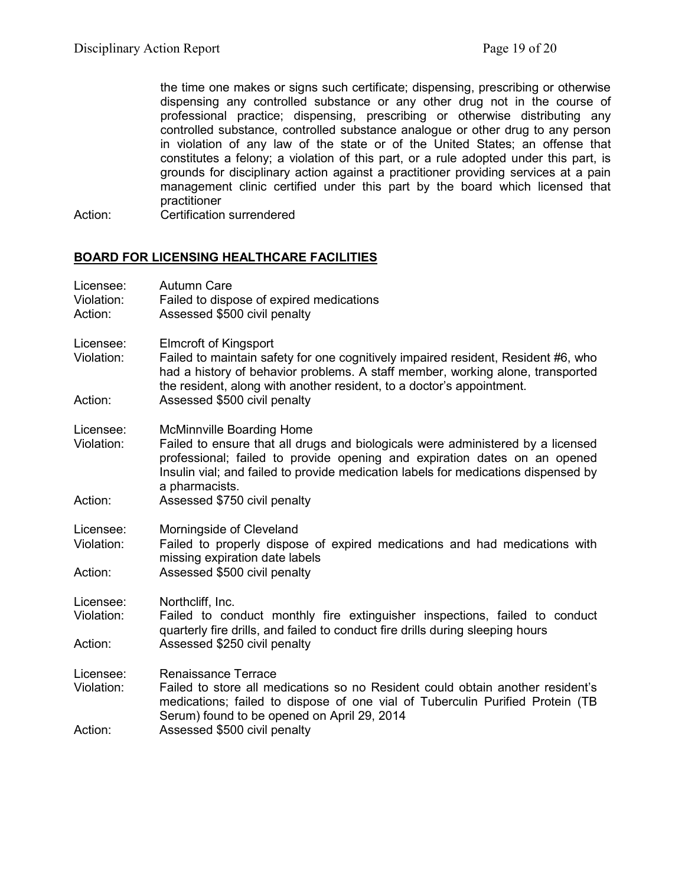the time one makes or signs such certificate; dispensing, prescribing or otherwise dispensing any controlled substance or any other drug not in the course of professional practice; dispensing, prescribing or otherwise distributing any controlled substance, controlled substance analogue or other drug to any person in violation of any law of the state or of the United States; an offense that constitutes a felony; a violation of this part, or a rule adopted under this part, is grounds for disciplinary action against a practitioner providing services at a pain management clinic certified under this part by the board which licensed that practitioner

Action: Certification surrendered

## BOARD FOR LICENSING HEALTHCARE FACILITIES

Licensee: Autumn Care
Violation: Failed to dispose of expired medications
Action: Assessed $500 civil penalty

Licensee: Elmcroft of Kingsport
Violation: Failed to maintain safety for one cognitively impaired resident, Resident #6, who had a history of behavior problems. A staff member, working alone, transported the resident, along with another resident, to a doctor's appointment.
Action: Assessed $500 civil penalty

Licensee: McMinnville Boarding Home
Violation: Failed to ensure that all drugs and biologicals were administered by a licensed professional; failed to provide opening and expiration dates on an opened Insulin vial; and failed to provide medication labels for medications dispensed by a pharmacists.
Action: Assessed $750 civil penalty

Licensee: Morningside of Cleveland
Violation: Failed to properly dispose of expired medications and had medications with missing expiration date labels
Action: Assessed $500 civil penalty

Licensee: Northcliff, Inc.
Violation: Failed to conduct monthly fire extinguisher inspections, failed to conduct quarterly fire drills, and failed to conduct fire drills during sleeping hours
Action: Assessed $250 civil penalty

Licensee: Renaissance Terrace
Violation: Failed to store all medications so no Resident could obtain another resident's medications; failed to dispose of one vial of Tuberculin Purified Protein (TB Serum) found to be opened on April 29, 2014
Action: Assessed $500 civil penalty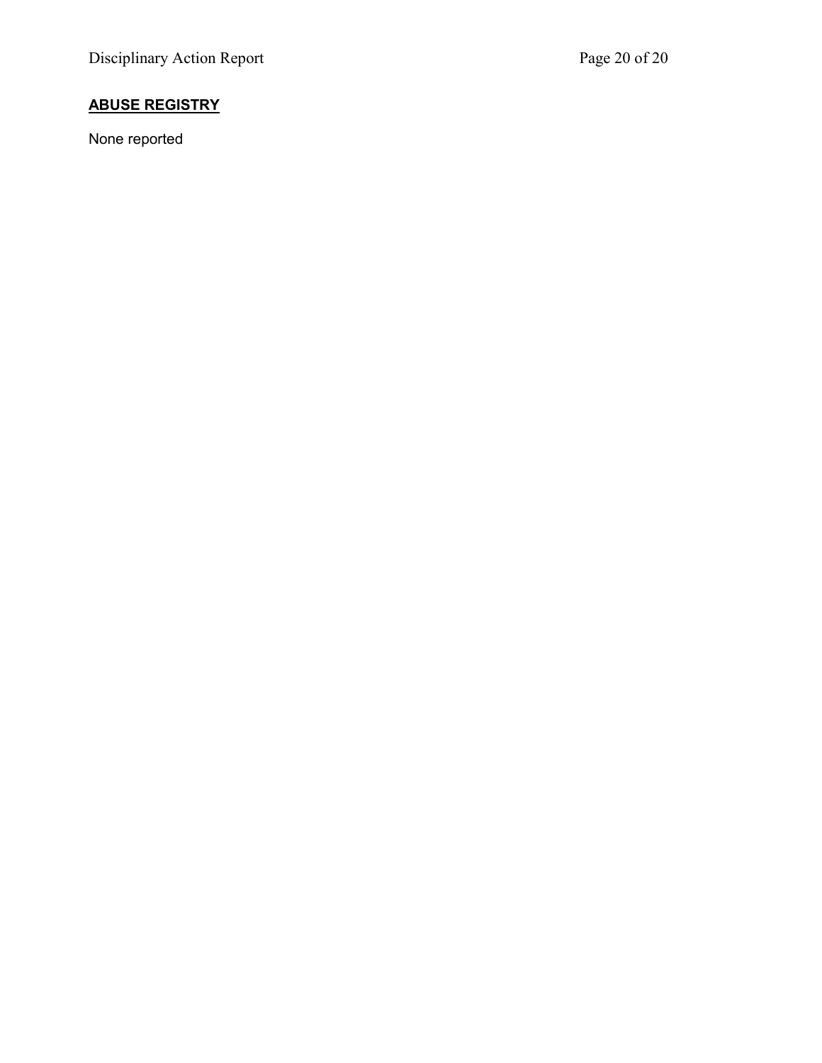## ABUSE REGISTRY

None reported